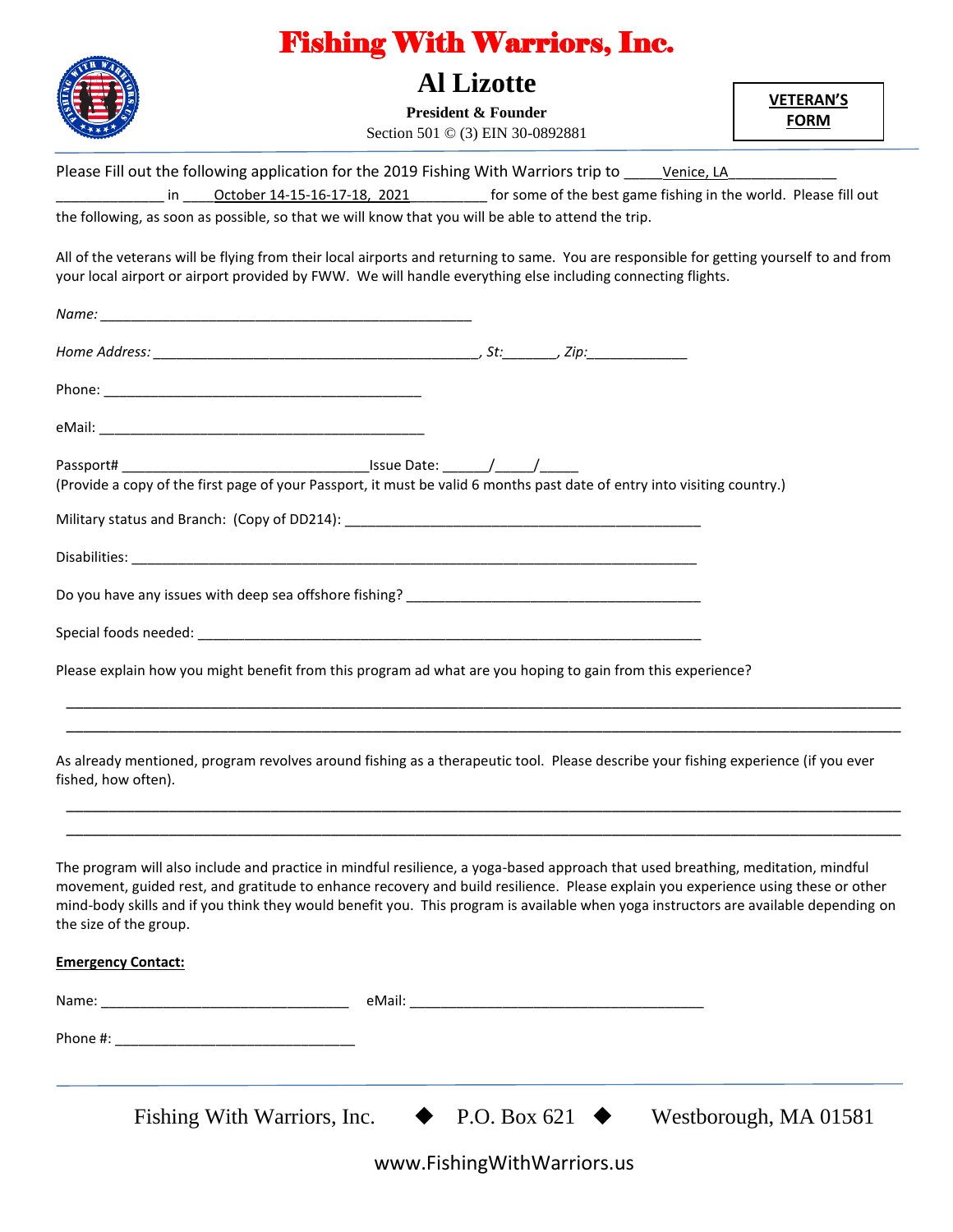# Fishing With Warriors, Inc.

## Al Lizotte

**President & Founder**

Section 501 © (3) EIN 30-0892881

**VETERAN'S FORM**

Please Fill out the following application for the 2019 Fishing With Warriors trip to _____Venice, LA_____________ _____________ in ____October 14-15-16-17-18, 2021__________ for some of the best game fishing in the world. Please fill out the following, as soon as possible, so that we will know that you will be able to attend the trip.

All of the veterans will be flying from their local airports and returning to same. You are responsible for getting yourself to and from your local airport or airport provided by FWW. We will handle everything else including connecting flights.

*Name:* _______________________________________________

*Home Address:* _________________________________________, *St:*_______, *Zip:*_____________

Phone: ________________________________________

eMail: ________________________________________

Passport# ______________________________Issue Date: ______/_____/_____
(Provide a copy of the first page of your Passport, it must be valid 6 months past date of entry into visiting country.)

Military status and Branch: (Copy of DD214): _____________________________________________

Disabilities: ______________________________________________________________________

Do you have any issues with deep sea offshore fishing? ____________________________________

Special foods needed: _______________________________________________________________

Please explain how you might benefit from this program ad what are you hoping to gain from this experience?

_____________________________________________________________________________________________

_____________________________________________________________________________________________

As already mentioned, program revolves around fishing as a therapeutic tool. Please describe your fishing experience (if you ever fished, how often).

_____________________________________________________________________________________________

_____________________________________________________________________________________________

The program will also include and practice in mindful resilience, a yoga-based approach that used breathing, meditation, mindful movement, guided rest, and gratitude to enhance recovery and build resilience. Please explain you experience using these or other mind-body skills and if you think they would benefit you. This program is available when yoga instructors are available depending on the size of the group.

**Emergency Contact:**

Name: ______________________________ eMail: ____________________________________

Phone #: _____________________________

Fishing With Warriors, Inc. ◆ P.O. Box 621 ◆ Westborough, MA 01581

www.FishingWithWarriors.us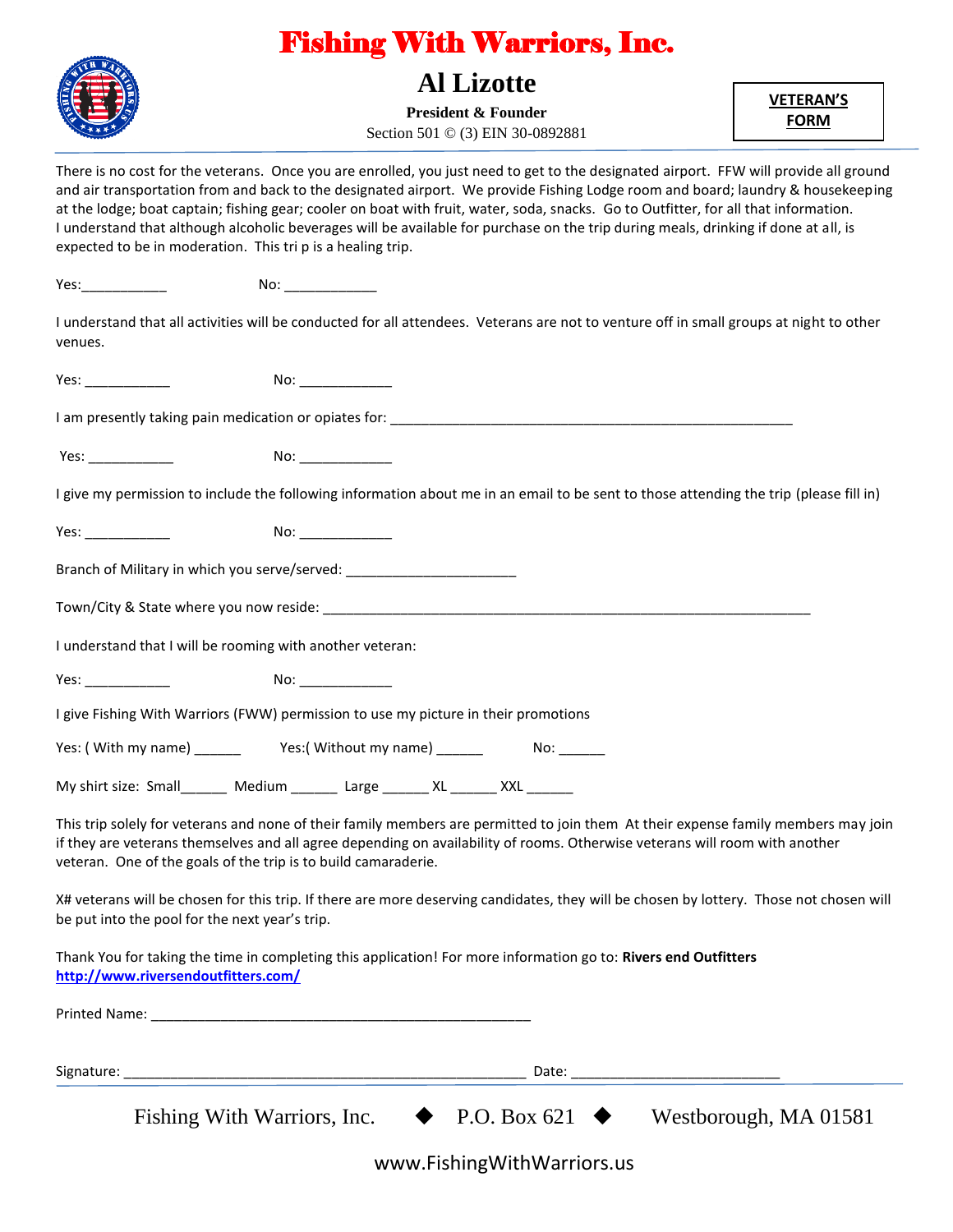# Fishing With Warriors, Inc.

## Al Lizotte

**President & Founder**

Section 501 © (3) EIN 30-0892881

**VETERAN'S FORM**

There is no cost for the veterans. Once you are enrolled, you just need to get to the designated airport. FFW will provide all ground and air transportation from and back to the designated airport. We provide Fishing Lodge room and board; laundry & housekeeping at the lodge; boat captain; fishing gear; cooler on boat with fruit, water, soda, snacks. Go to Outfitter, for all that information.
I understand that although alcoholic beverages will be available for purchase on the trip during meals, drinking if done at all, is expected to be in moderation. This tri p is a healing trip.

Yes:___________ No: ____________

I understand that all activities will be conducted for all attendees. Veterans are not to venture off in small groups at night to other venues.

Yes: ___________ No: ____________

I am presently taking pain medication or opiates for: _______________________________________________________

Yes: ___________ No: ____________

I give my permission to include the following information about me in an email to be sent to those attending the trip (please fill in)

Yes: ___________ No: ____________

Branch of Military in which you serve/served: _______________________

Town/City & State where you now reside: ____________________________________________________________________

I understand that I will be rooming with another veteran:

Yes: ___________ No: ____________

I give Fishing With Warriors (FWW) permission to use my picture in their promotions

Yes: ( With my name) ______ Yes:( Without my name) ______ No: ______

My shirt size: Small______ Medium ______ Large ______ XL ______ XXL ______

This trip solely for veterans and none of their family members are permitted to join them At their expense family members may join if they are veterans themselves and all agree depending on availability of rooms. Otherwise veterans will room with another veteran. One of the goals of the trip is to build camaraderie.

X# veterans will be chosen for this trip. If there are more deserving candidates, they will be chosen by lottery. Those not chosen will be put into the pool for the next year's trip.

Thank You for taking the time in completing this application! For more information go to: **Rivers end Outfitters**
**http://www.riversendoutfitters.com/**

Printed Name: ___________________________________________________

Signature: _____________________________________________________ Date: ____________________________

Fishing With Warriors, Inc. ◆ P.O. Box 621 ◆ Westborough, MA 01581

www.FishingWithWarriors.us